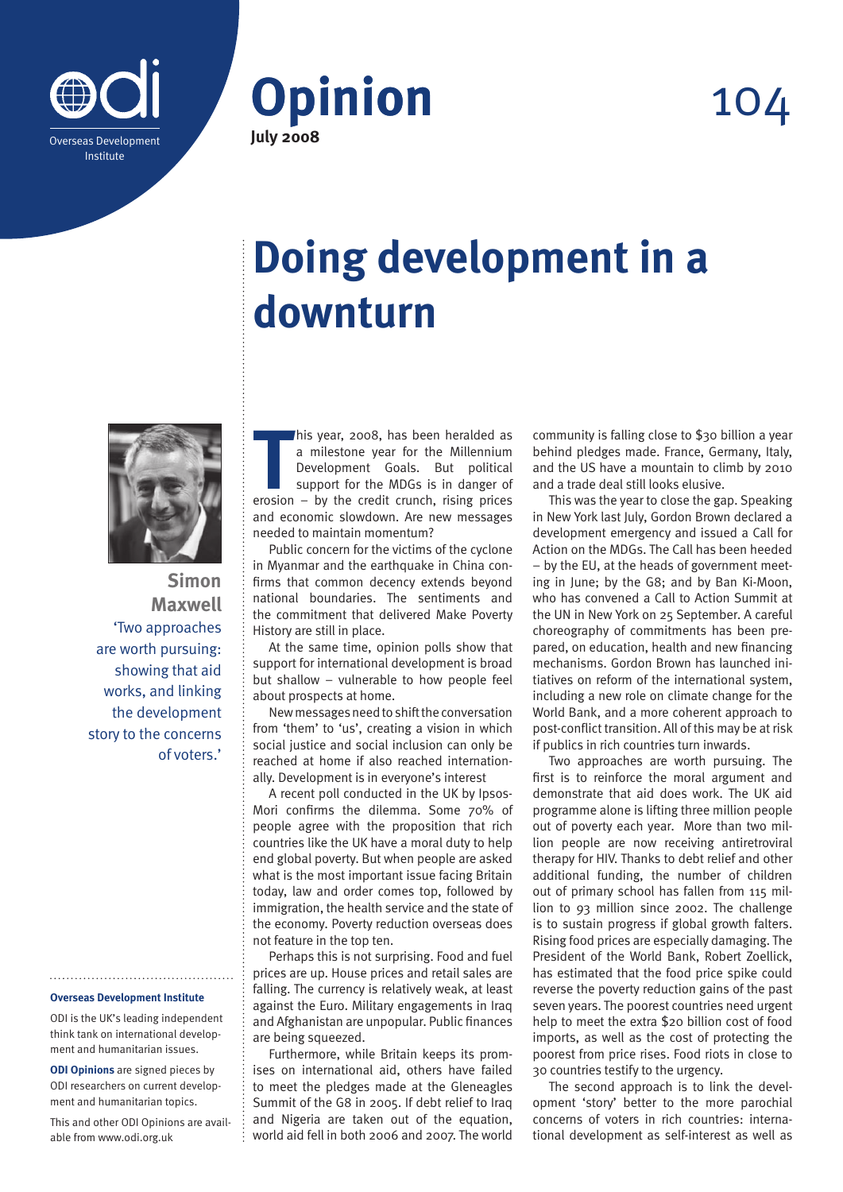Overseas Development Institute

# Opinion

**July 2008**

104

# Doing development in a downturn

**Simon Maxwell**

'Two approaches are worth pursuing: showing that aid works, and linking the development story to the concerns of voters.'

This year, 2008, has been heralded as a milestone year for the Millennium Development Goals. But political support for the MDGs is in danger of erosion – by the credit crunch, rising prices and economic slowdown. Are new messages needed to maintain momentum?

Public concern for the victims of the cyclone in Myanmar and the earthquake in China confirms that common decency extends beyond national boundaries. The sentiments and the commitment that delivered Make Poverty History are still in place.

At the same time, opinion polls show that support for international development is broad but shallow – vulnerable to how people feel about prospects at home.

New messages need to shift the conversation from 'them' to 'us', creating a vision in which social justice and social inclusion can only be reached at home if also reached internationally. Development is in everyone's interest

A recent poll conducted in the UK by Ipsos-Mori confirms the dilemma. Some 70% of people agree with the proposition that rich countries like the UK have a moral duty to help end global poverty. But when people are asked what is the most important issue facing Britain today, law and order comes top, followed by immigration, the health service and the state of the economy. Poverty reduction overseas does not feature in the top ten.

Perhaps this is not surprising. Food and fuel prices are up. House prices and retail sales are falling. The currency is relatively weak, at least against the Euro. Military engagements in Iraq and Afghanistan are unpopular. Public finances are being squeezed.

Furthermore, while Britain keeps its promises on international aid, others have failed to meet the pledges made at the Gleneagles Summit of the G8 in 2005. If debt relief to Iraq and Nigeria are taken out of the equation, world aid fell in both 2006 and 2007. The world community is falling close to $30 billion a year behind pledges made. France, Germany, Italy, and the US have a mountain to climb by 2010 and a trade deal still looks elusive.

This was the year to close the gap. Speaking in New York last July, Gordon Brown declared a development emergency and issued a Call for Action on the MDGs. The Call has been heeded – by the EU, at the heads of government meeting in June; by the G8; and by Ban Ki-Moon, who has convened a Call to Action Summit at the UN in New York on 25 September. A careful choreography of commitments has been prepared, on education, health and new financing mechanisms. Gordon Brown has launched initiatives on reform of the international system, including a new role on climate change for the World Bank, and a more coherent approach to post-conflict transition. All of this may be at risk if publics in rich countries turn inwards.

Two approaches are worth pursuing. The first is to reinforce the moral argument and demonstrate that aid does work. The UK aid programme alone is lifting three million people out of poverty each year. More than two million people are now receiving antiretroviral therapy for HIV. Thanks to debt relief and other additional funding, the number of children out of primary school has fallen from 115 million to 93 million since 2002. The challenge is to sustain progress if global growth falters. Rising food prices are especially damaging. The President of the World Bank, Robert Zoellick, has estimated that the food price spike could reverse the poverty reduction gains of the past seven years. The poorest countries need urgent help to meet the extra $20 billion cost of food imports, as well as the cost of protecting the poorest from price rises. Food riots in close to 30 countries testify to the urgency.

The second approach is to link the development 'story' better to the more parochial concerns of voters in rich countries: international development as self-interest as well as

---

**Overseas Development Institute**

ODI is the UK's leading independent think tank on international development and humanitarian issues.

**ODI Opinions** are signed pieces by ODI researchers on current development and humanitarian topics.

This and other ODI Opinions are available from www.odi.org.uk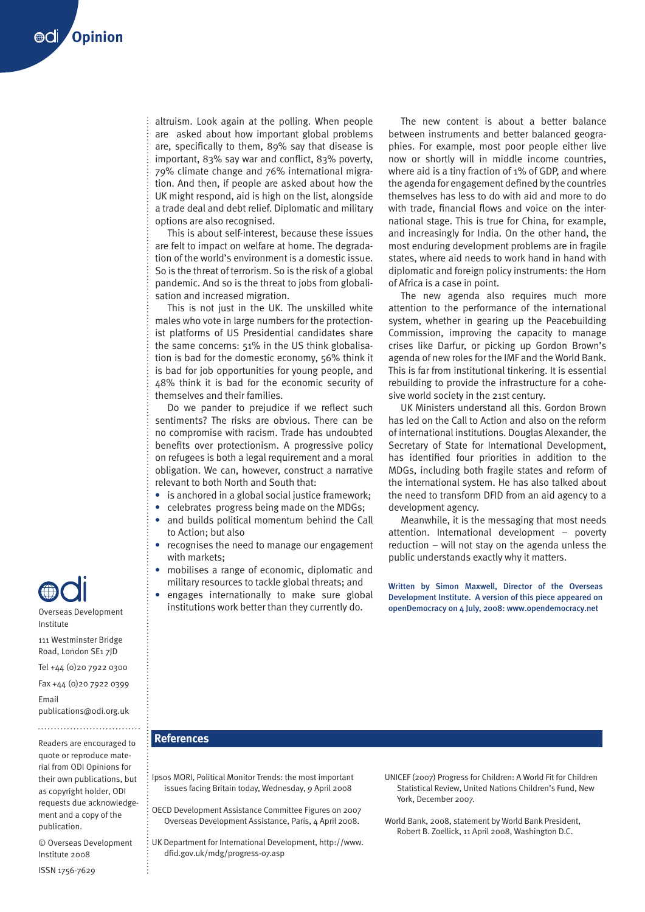altruism. Look again at the polling. When people are asked about how important global problems are, specifically to them, 89% say that disease is important, 83% say war and conflict, 83% poverty, 79% climate change and 76% international migration. And then, if people are asked about how the UK might respond, aid is high on the list, alongside a trade deal and debt relief. Diplomatic and military options are also recognised.

This is about self-interest, because these issues are felt to impact on welfare at home. The degradation of the world's environment is a domestic issue. So is the threat of terrorism. So is the risk of a global pandemic. And so is the threat to jobs from globalisation and increased migration.

This is not just in the UK. The unskilled white males who vote in large numbers for the protectionist platforms of US Presidential candidates share the same concerns: 51% in the US think globalisation is bad for the domestic economy, 56% think it is bad for job opportunities for young people, and 48% think it is bad for the economic security of themselves and their families.

Do we pander to prejudice if we reflect such sentiments? The risks are obvious. There can be no compromise with racism. Trade has undoubted benefits over protectionism. A progressive policy on refugees is both a legal requirement and a moral obligation. We can, however, construct a narrative relevant to both North and South that:

- is anchored in a global social justice framework;
- celebrates progress being made on the MDGs;
- and builds political momentum behind the Call to Action; but also
- recognises the need to manage our engagement with markets;
- mobilises a range of economic, diplomatic and military resources to tackle global threats; and
- engages internationally to make sure global institutions work better than they currently do.

The new content is about a better balance between instruments and better balanced geographies. For example, most poor people either live now or shortly will in middle income countries, where aid is a tiny fraction of 1% of GDP, and where the agenda for engagement defined by the countries themselves has less to do with aid and more to do with trade, financial flows and voice on the international stage. This is true for China, for example, and increasingly for India. On the other hand, the most enduring development problems are in fragile states, where aid needs to work hand in hand with diplomatic and foreign policy instruments: the Horn of Africa is a case in point.

The new agenda also requires much more attention to the performance of the international system, whether in gearing up the Peacebuilding Commission, improving the capacity to manage crises like Darfur, or picking up Gordon Brown's agenda of new roles for the IMF and the World Bank. This is far from institutional tinkering. It is essential rebuilding to provide the infrastructure for a cohesive world society in the 21st century.

UK Ministers understand all this. Gordon Brown has led on the Call to Action and also on the reform of international institutions. Douglas Alexander, the Secretary of State for International Development, has identified four priorities in addition to the MDGs, including both fragile states and reform of the international system. He has also talked about the need to transform DFID from an aid agency to a development agency.

Meanwhile, it is the messaging that most needs attention. International development – poverty reduction – will not stay on the agenda unless the public understands exactly why it matters.

Written by Simon Maxwell, Director of the Overseas Development Institute. A version of this piece appeared on openDemocracy on 4 July, 2008: www.opendemocracy.net

Overseas Development Institute

111 Westminster Bridge Road, London SE1 7JD

Tel +44 (0)20 7922 0300

Fax +44 (0)20 7922 0399

Email publications@odi.org.uk

Readers are encouraged to quote or reproduce material from ODI Opinions for their own publications, but as copyright holder, ODI requests due acknowledgement and a copy of the publication.

© Overseas Development Institute 2008

ISSN 1756-7629

## References

Ipsos MORI, Political Monitor Trends: the most important issues facing Britain today, Wednesday, 9 April 2008

OECD Development Assistance Committee Figures on 2007 Overseas Development Assistance, Paris, 4 April 2008.

UK Department for International Development, http://www.dfid.gov.uk/mdg/progress-07.asp

UNICEF (2007) Progress for Children: A World Fit for Children Statistical Review, United Nations Children's Fund, New York, December 2007.

World Bank, 2008, statement by World Bank President, Robert B. Zoellick, 11 April 2008, Washington D.C.